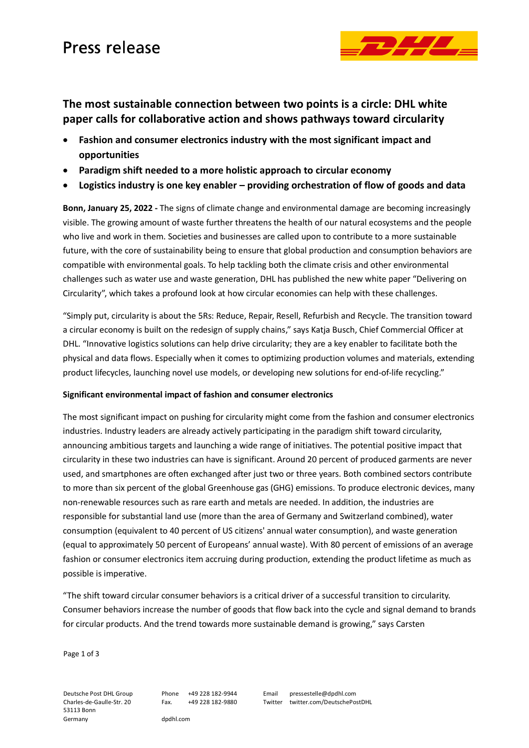# Press release

## The most sustainable connection between two points is a circle: DHL white paper calls for collaborative action and shows pathways toward circularity

- **Fashion and consumer electronics industry with the most significant impact and opportunities**
- **Paradigm shift needed to a more holistic approach to circular economy**
- **Logistics industry is one key enabler – providing orchestration of flow of goods and data**

**Bonn, January 25, 2022 -** The signs of climate change and environmental damage are becoming increasingly visible. The growing amount of waste further threatens the health of our natural ecosystems and the people who live and work in them. Societies and businesses are called upon to contribute to a more sustainable future, with the core of sustainability being to ensure that global production and consumption behaviors are compatible with environmental goals. To help tackling both the climate crisis and other environmental challenges such as water use and waste generation, DHL has published the new white paper "Delivering on Circularity", which takes a profound look at how circular economies can help with these challenges.

"Simply put, circularity is about the 5Rs: Reduce, Repair, Resell, Refurbish and Recycle. The transition toward a circular economy is built on the redesign of supply chains," says Katja Busch, Chief Commercial Officer at DHL. "Innovative logistics solutions can help drive circularity; they are a key enabler to facilitate both the physical and data flows. Especially when it comes to optimizing production volumes and materials, extending product lifecycles, launching novel use models, or developing new solutions for end-of-life recycling."

**Significant environmental impact of fashion and consumer electronics**

The most significant impact on pushing for circularity might come from the fashion and consumer electronics industries. Industry leaders are already actively participating in the paradigm shift toward circularity, announcing ambitious targets and launching a wide range of initiatives. The potential positive impact that circularity in these two industries can have is significant. Around 20 percent of produced garments are never used, and smartphones are often exchanged after just two or three years. Both combined sectors contribute to more than six percent of the global Greenhouse gas (GHG) emissions. To produce electronic devices, many non-renewable resources such as rare earth and metals are needed. In addition, the industries are responsible for substantial land use (more than the area of Germany and Switzerland combined), water consumption (equivalent to 40 percent of US citizens' annual water consumption), and waste generation (equal to approximately 50 percent of Europeans' annual waste). With 80 percent of emissions of an average fashion or consumer electronics item accruing during production, extending the product lifetime as much as possible is imperative.

"The shift toward circular consumer behaviors is a critical driver of a successful transition to circularity. Consumer behaviors increase the number of goods that flow back into the cycle and signal demand to brands for circular products. And the trend towards more sustainable demand is growing," says Carsten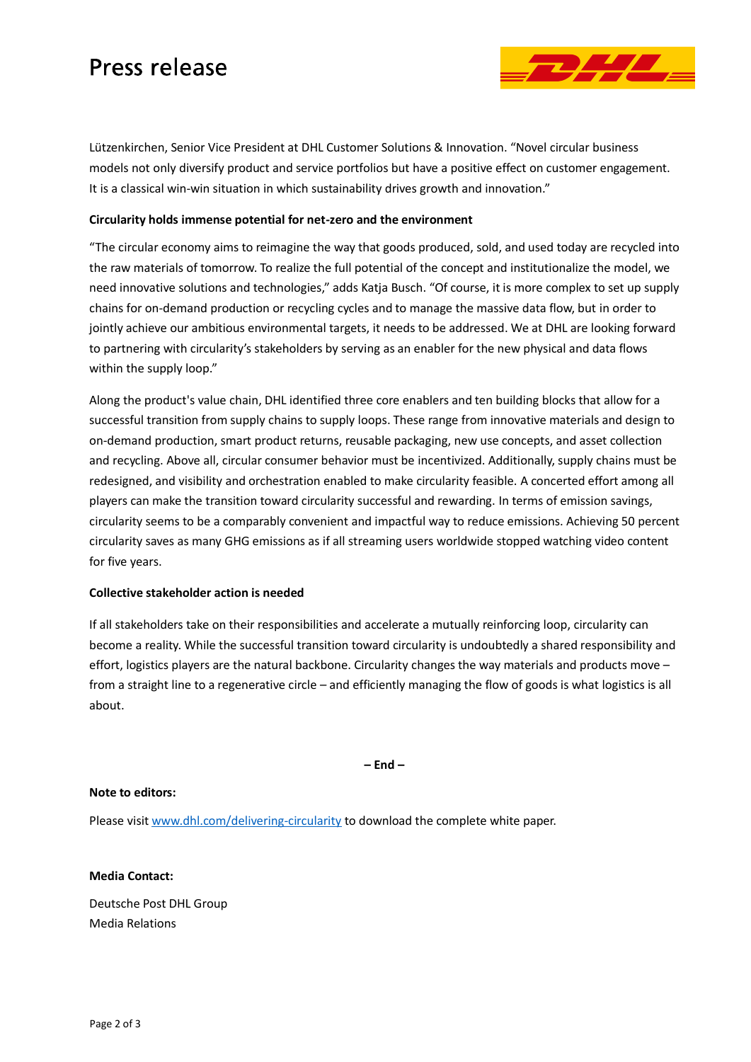Lützenkirchen, Senior Vice President at DHL Customer Solutions & Innovation. "Novel circular business models not only diversify product and service portfolios but have a positive effect on customer engagement. It is a classical win-win situation in which sustainability drives growth and innovation."

**Circularity holds immense potential for net-zero and the environment**

"The circular economy aims to reimagine the way that goods produced, sold, and used today are recycled into the raw materials of tomorrow. To realize the full potential of the concept and institutionalize the model, we need innovative solutions and technologies," adds Katja Busch. "Of course, it is more complex to set up supply chains for on-demand production or recycling cycles and to manage the massive data flow, but in order to jointly achieve our ambitious environmental targets, it needs to be addressed. We at DHL are looking forward to partnering with circularity's stakeholders by serving as an enabler for the new physical and data flows within the supply loop."

Along the product's value chain, DHL identified three core enablers and ten building blocks that allow for a successful transition from supply chains to supply loops. These range from innovative materials and design to on-demand production, smart product returns, reusable packaging, new use concepts, and asset collection and recycling. Above all, circular consumer behavior must be incentivized. Additionally, supply chains must be redesigned, and visibility and orchestration enabled to make circularity feasible. A concerted effort among all players can make the transition toward circularity successful and rewarding. In terms of emission savings, circularity seems to be a comparably convenient and impactful way to reduce emissions. Achieving 50 percent circularity saves as many GHG emissions as if all streaming users worldwide stopped watching video content for five years.

**Collective stakeholder action is needed**

If all stakeholders take on their responsibilities and accelerate a mutually reinforcing loop, circularity can become a reality. While the successful transition toward circularity is undoubtedly a shared responsibility and effort, logistics players are the natural backbone. Circularity changes the way materials and products move – from a straight line to a regenerative circle – and efficiently managing the flow of goods is what logistics is all about.

**– End –**

**Note to editors:**

Please visit [www.dhl.com/delivering-circularity](www.dhl.com/delivering-circularity) to download the complete white paper.

**Media Contact:**

Deutsche Post DHL Group
Media Relations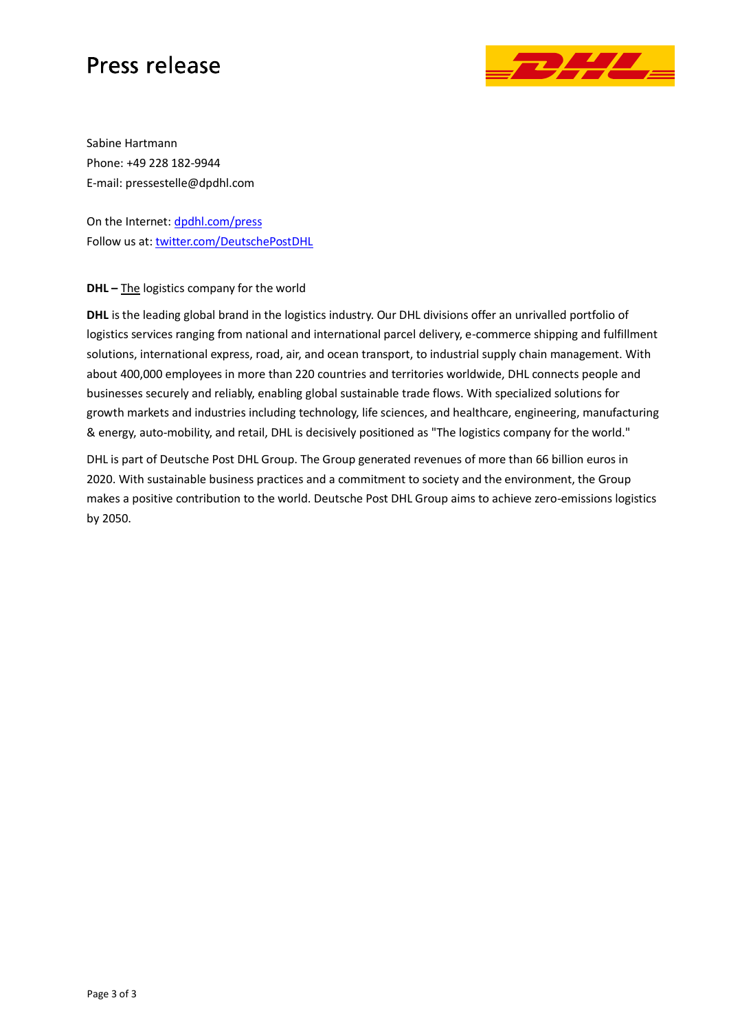Sabine Hartmann
Phone: +49 228 182-9944
E-mail: pressestelle@dpdhl.com

On the Internet: [dpdhl.com/press](dpdhl.com/press)
Follow us at: [twitter.com/DeutschePostDHL](twitter.com/DeutschePostDHL)

**DHL –** The logistics company for the world

**DHL** is the leading global brand in the logistics industry. Our DHL divisions offer an unrivalled portfolio of logistics services ranging from national and international parcel delivery, e-commerce shipping and fulfillment solutions, international express, road, air, and ocean transport, to industrial supply chain management. With about 400,000 employees in more than 220 countries and territories worldwide, DHL connects people and businesses securely and reliably, enabling global sustainable trade flows. With specialized solutions for growth markets and industries including technology, life sciences, and healthcare, engineering, manufacturing & energy, auto-mobility, and retail, DHL is decisively positioned as "The logistics company for the world."

DHL is part of Deutsche Post DHL Group. The Group generated revenues of more than 66 billion euros in 2020. With sustainable business practices and a commitment to society and the environment, the Group makes a positive contribution to the world. Deutsche Post DHL Group aims to achieve zero-emissions logistics by 2050.